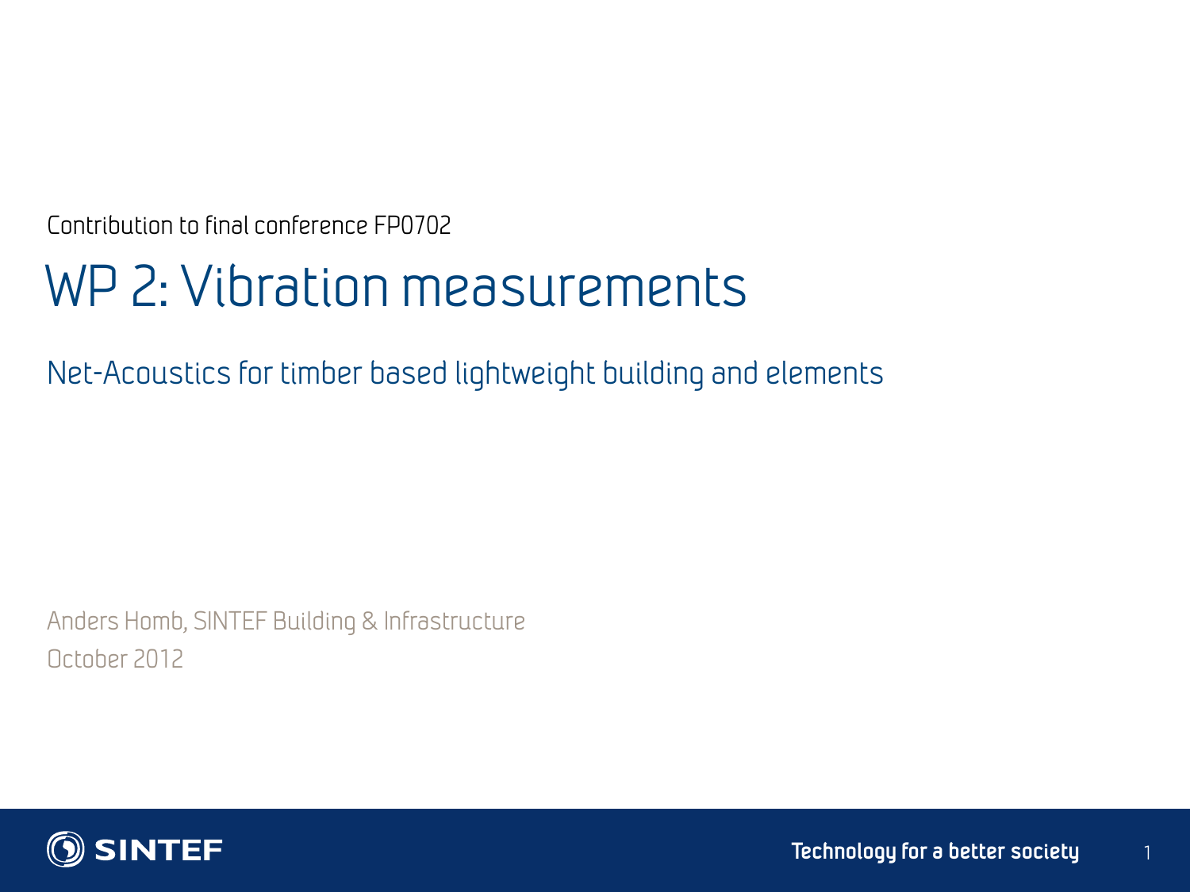Contribution to final conference FP0702

# WP 2: Vibration measurements

## Net-Acoustics for timber based lightweight building and elements

Anders Homb, SINTEF Building & Infrastructure

October 2012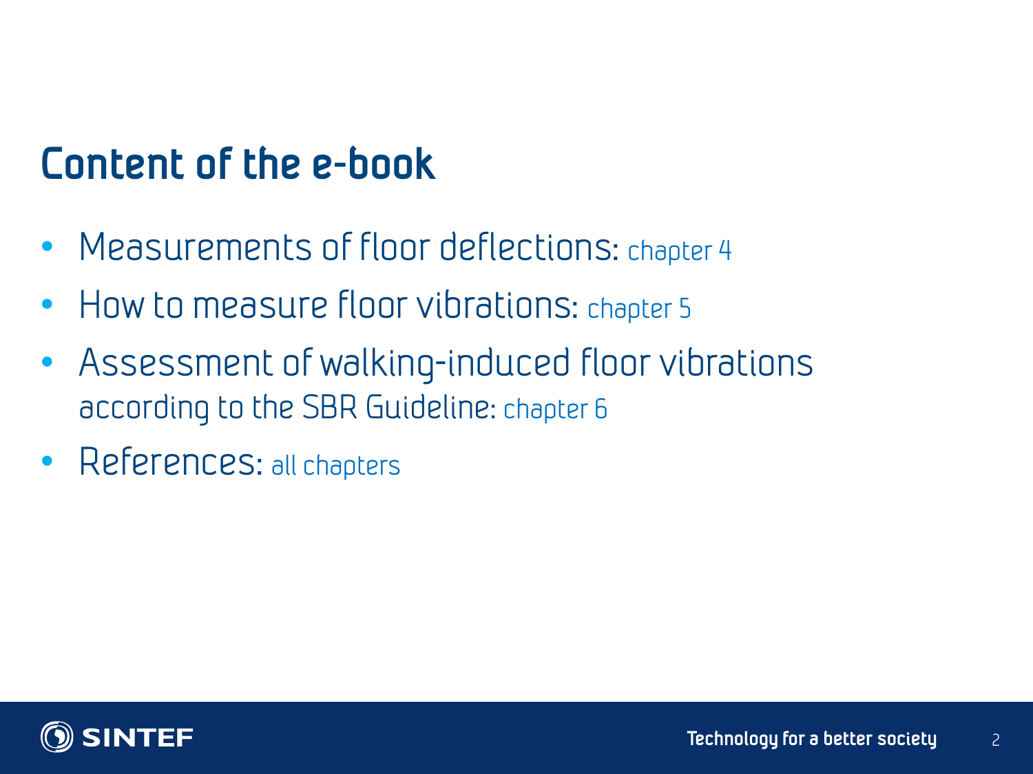# Content of the e-book

- Measurements of floor deflections: chapter 4
- How to measure floor vibrations: chapter 5
- Assessment of walking-induced floor vibrations according to the SBR Guideline: chapter 6
- References: all chapters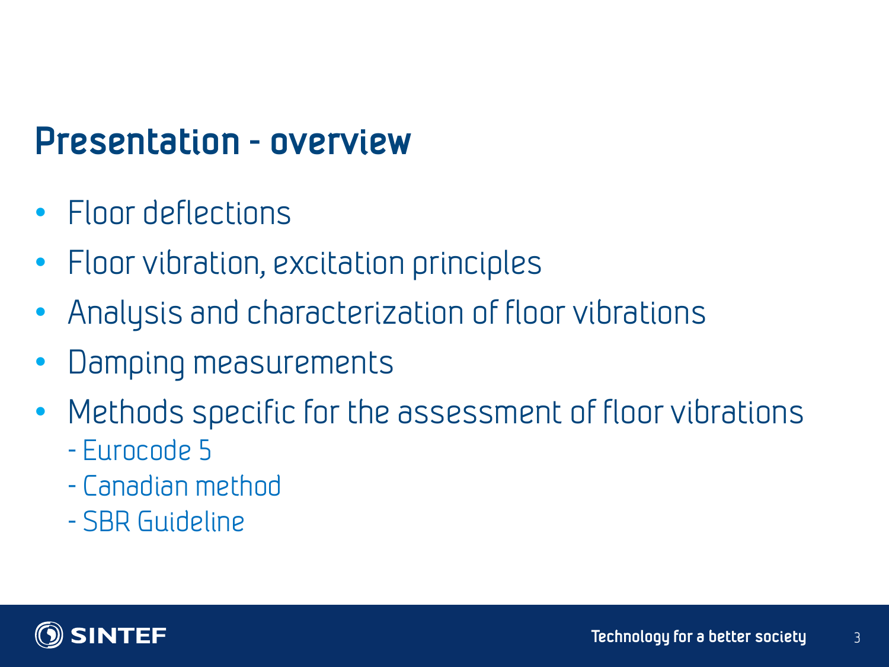## Presentation - overview

- Floor deflections
- Floor vibration, excitation principles
- Analysis and characterization of floor vibrations
- Damping measurements
- Methods specific for the assessment of floor vibrations
  - Eurocode 5
  - Canadian method
  - SBR Guideline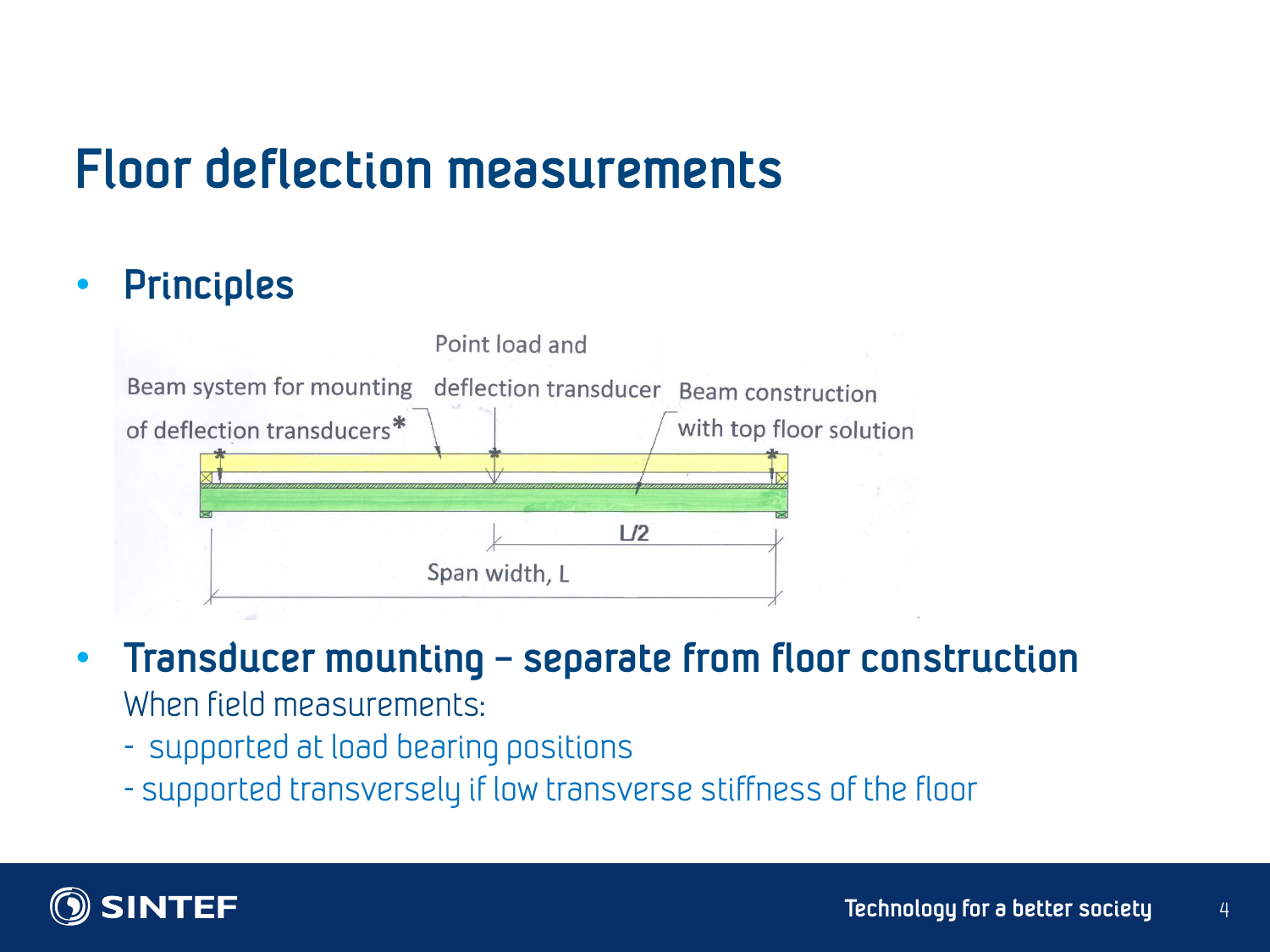# Floor deflection measurements

- **Principles**

Point load and deflection transducer

Beam system for mounting of deflection transducers*

Beam construction with top floor solution

L/2

Span width, L

- **Transducer mounting – separate from floor construction**

  When field measurements:

  - supported at load bearing positions
  - supported transversely if low transverse stiffness of the floor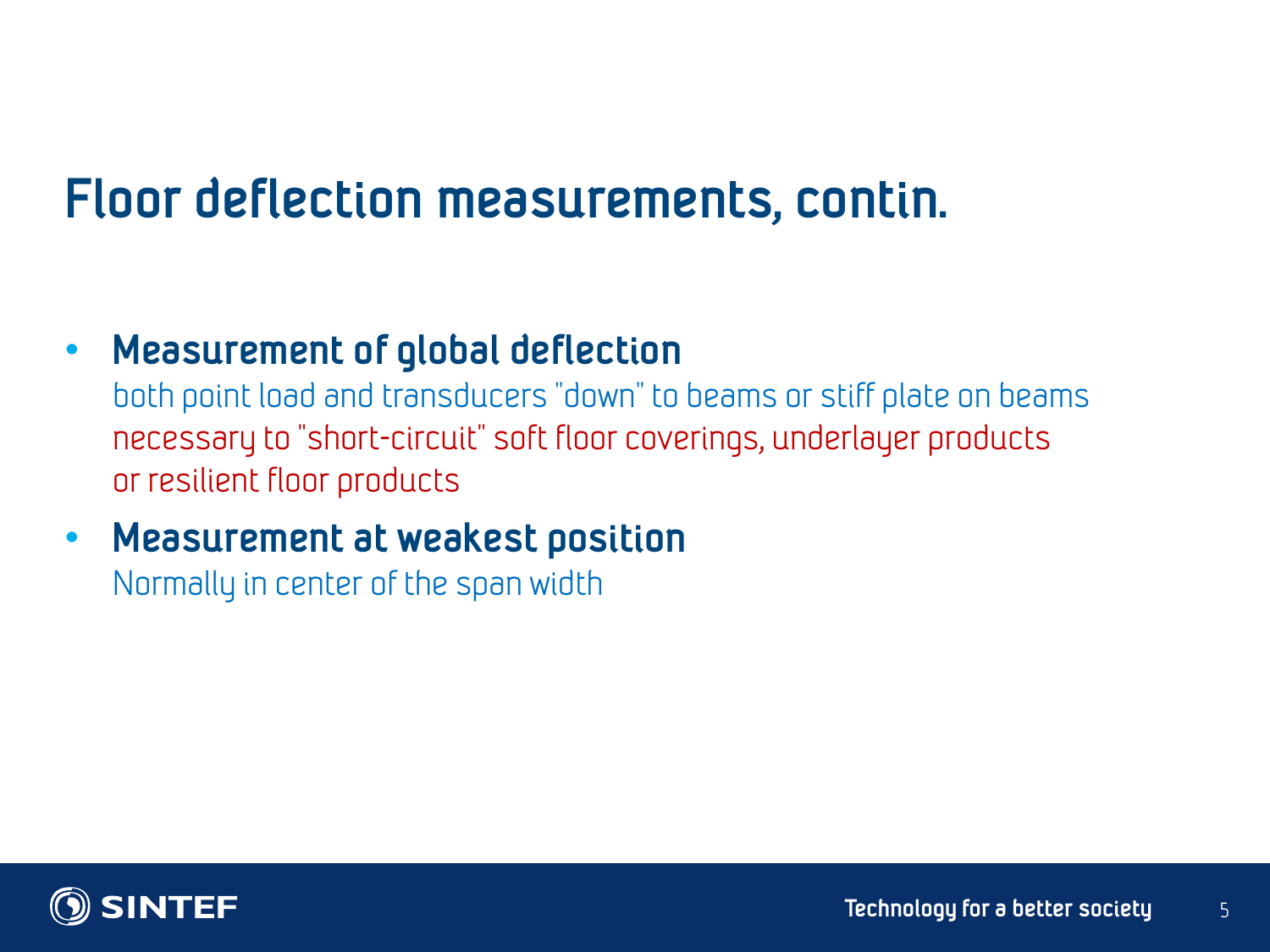# Floor deflection measurements, contin.

- **Measurement of global deflection**
  both point load and transducers "down" to beams or stiff plate on beams
  necessary to "short-circuit" soft floor coverings, underlayer products
  or resilient floor products
- **Measurement at weakest position**
  Normally in center of the span width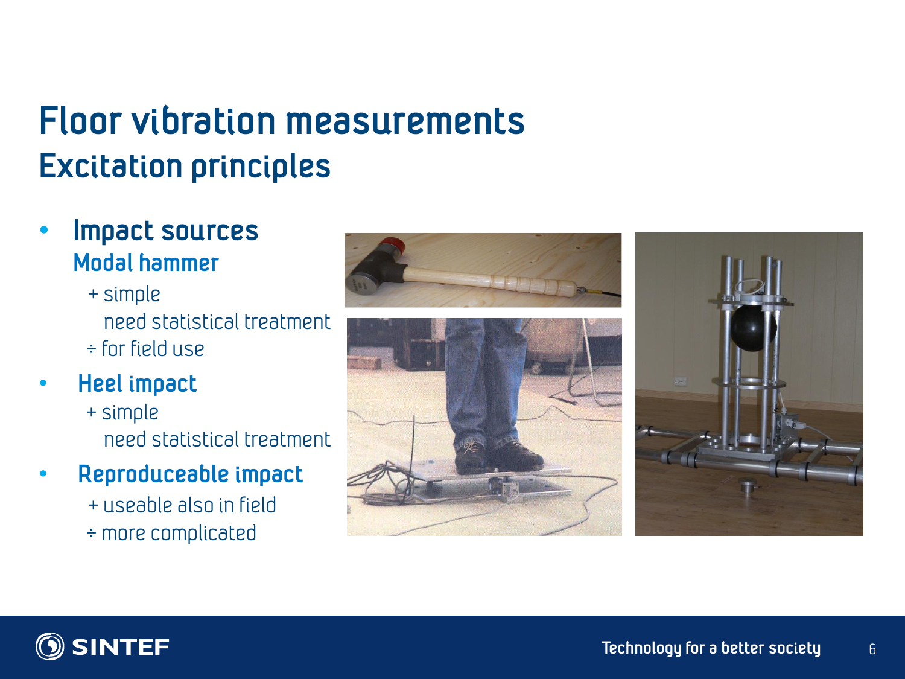# Floor vibration measurements
## Excitation principles

- **Impact sources**
  **Modal hammer**
  + simple
    need statistical treatment
  ÷ for field use
- **Heel impact**
  + simple
    need statistical treatment
- **Reproduceable impact**
  + useable also in field
  ÷ more complicated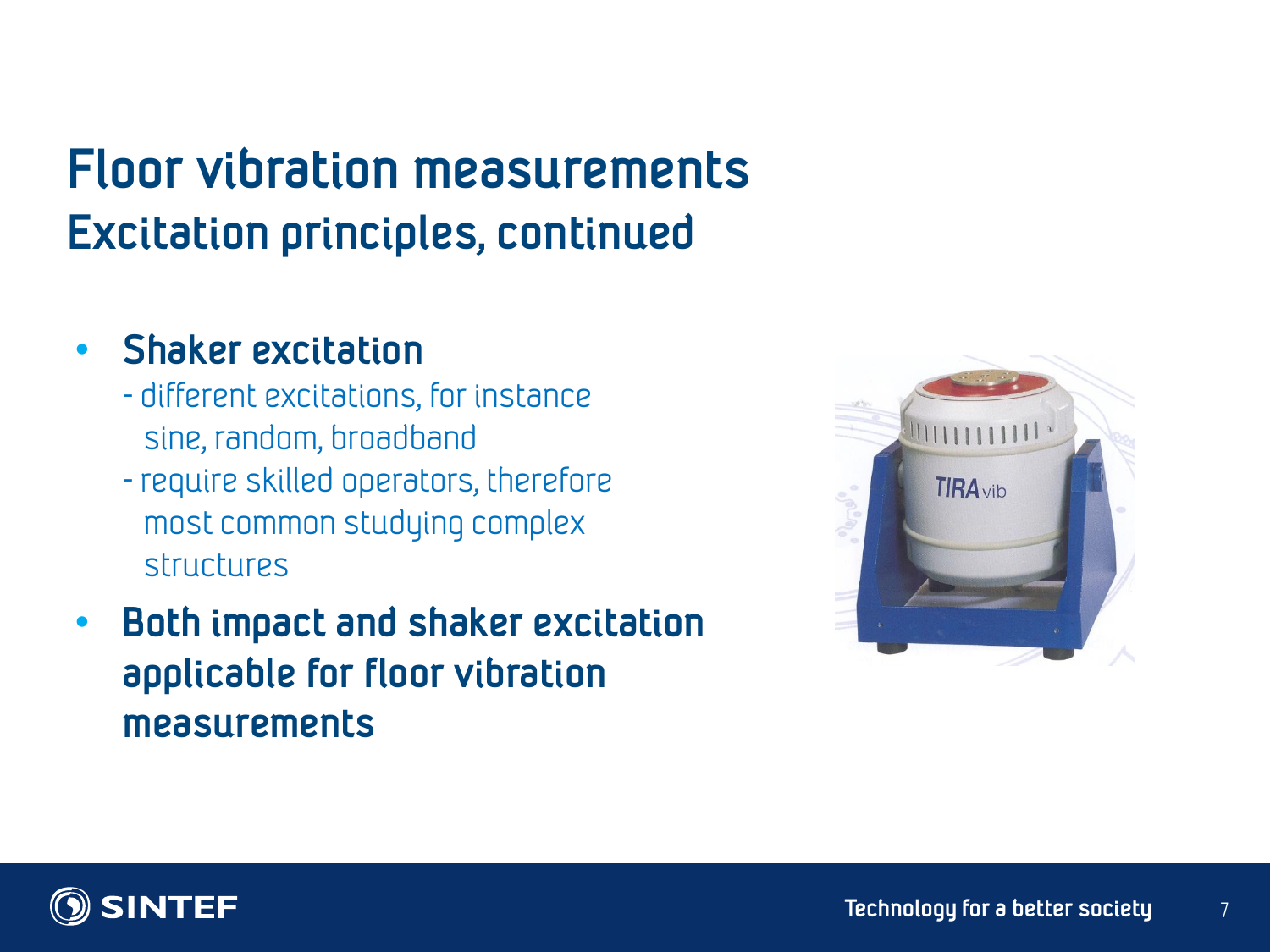# Floor vibration measurements
## Excitation principles, continued

- **Shaker excitation**
  - different excitations, for instance sine, random, broadband
  - require skilled operators, therefore most common studying complex structures
- **Both impact and shaker excitation applicable for floor vibration measurements**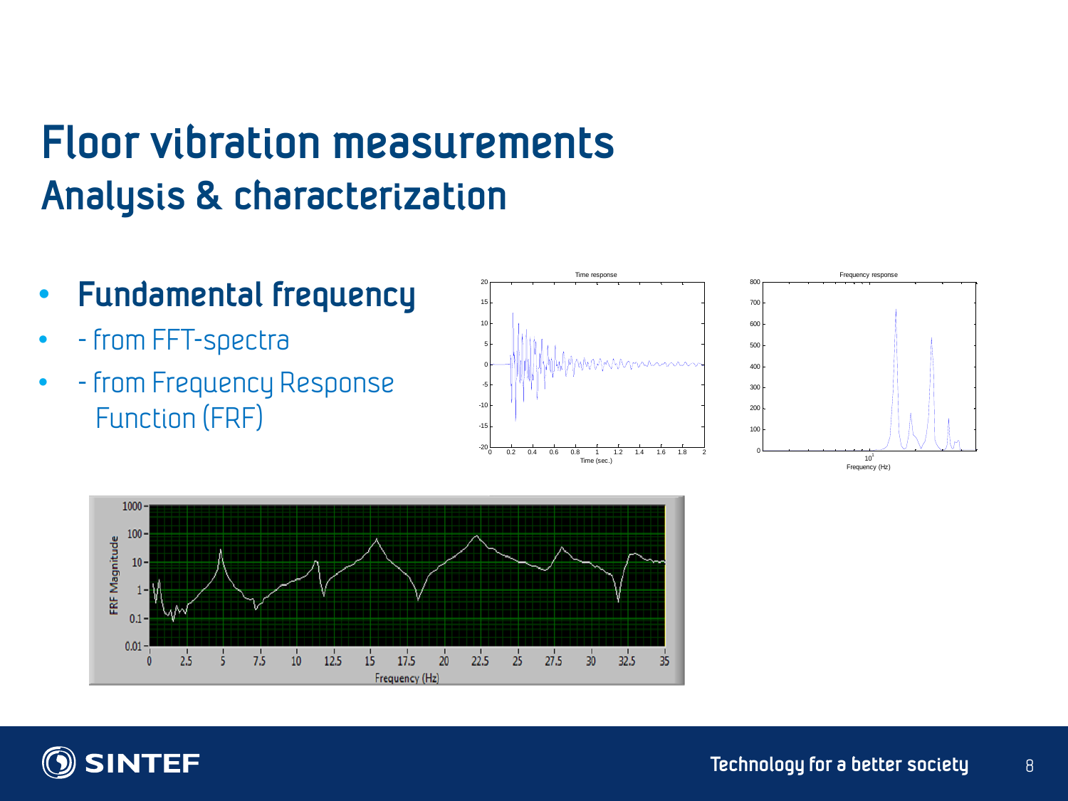# Floor vibration measurements

## Analysis & characterization

- **Fundamental frequency**
- - from FFT-spectra
- - from Frequency Response Function (FRF)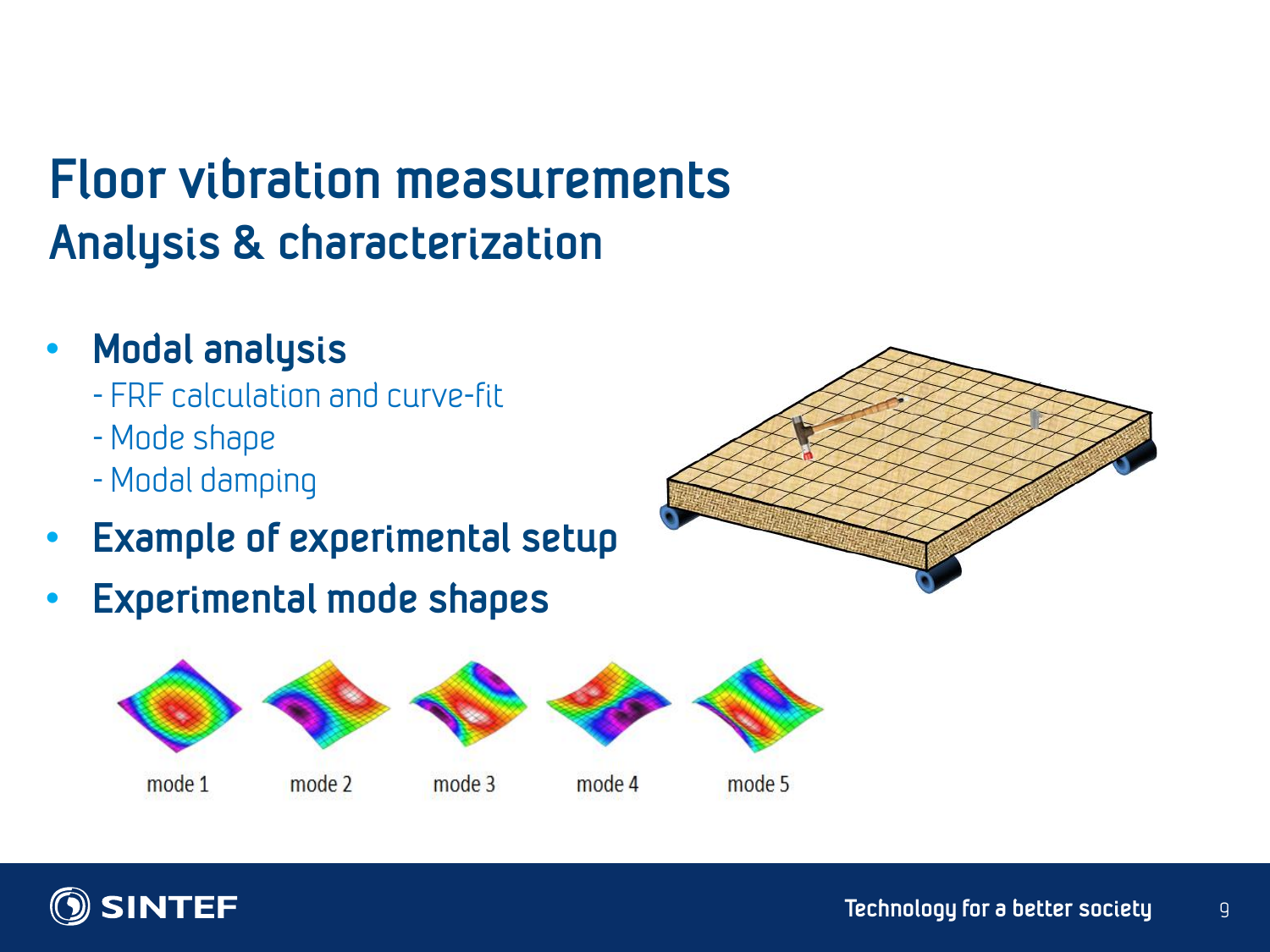# Floor vibration measurements
## Analysis & characterization

- **Modal analysis**
  - FRF calculation and curve-fit
  - Mode shape
  - Modal damping
- **Example of experimental setup**
- **Experimental mode shapes**

mode 1 mode 2 mode 3 mode 4 mode 5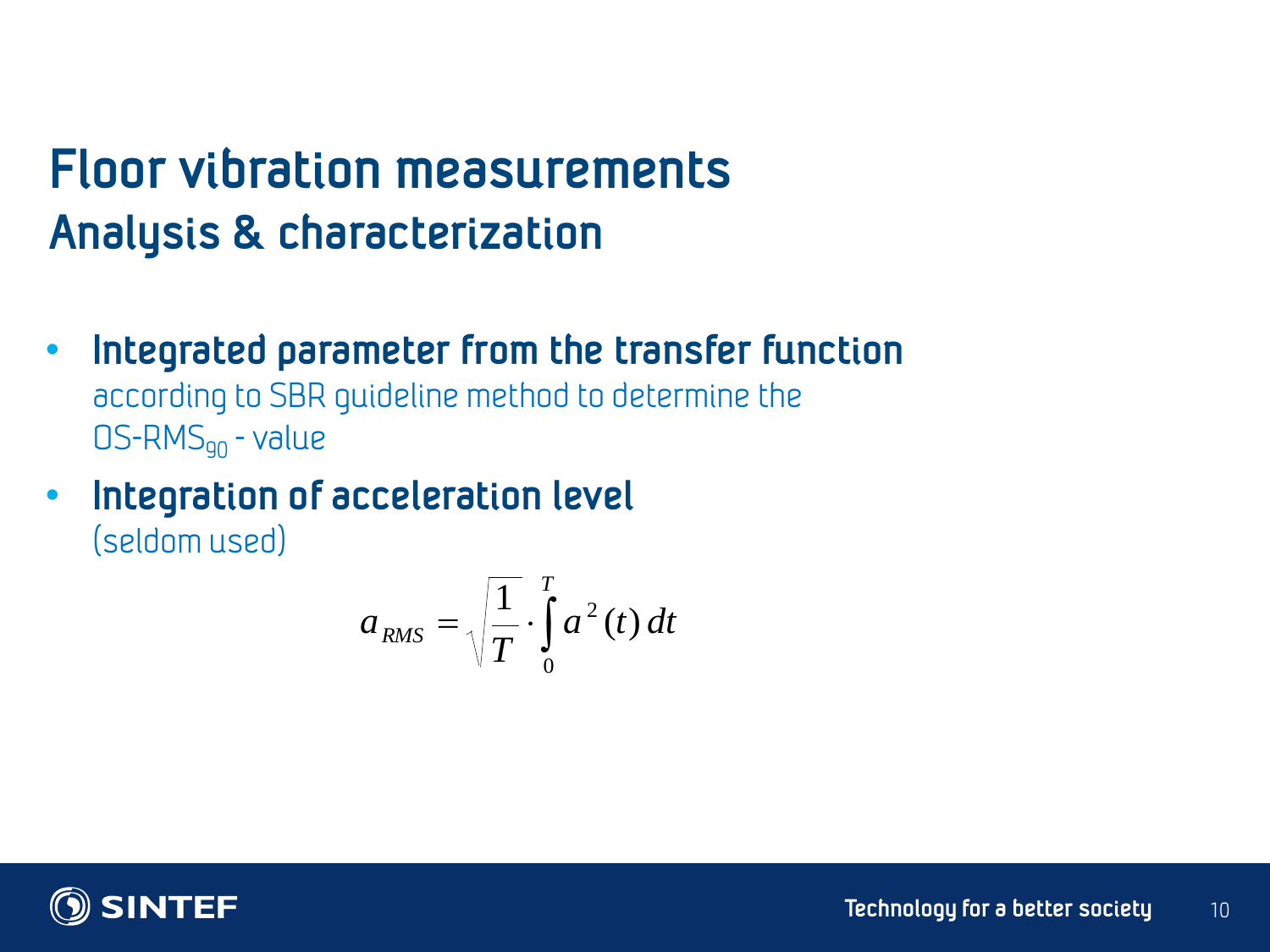# Floor vibration measurements

## Analysis & characterization

- **Integrated parameter from the transfer function**
  according to SBR guideline method to determine the
  OS-RMS$_{90}$ - value
- **Integration of acceleration level**
  (seldom used)

$$a_{RMS} = \sqrt{\frac{1}{T} \cdot \int_{0}^{T} a^{2}(t)\, dt}$$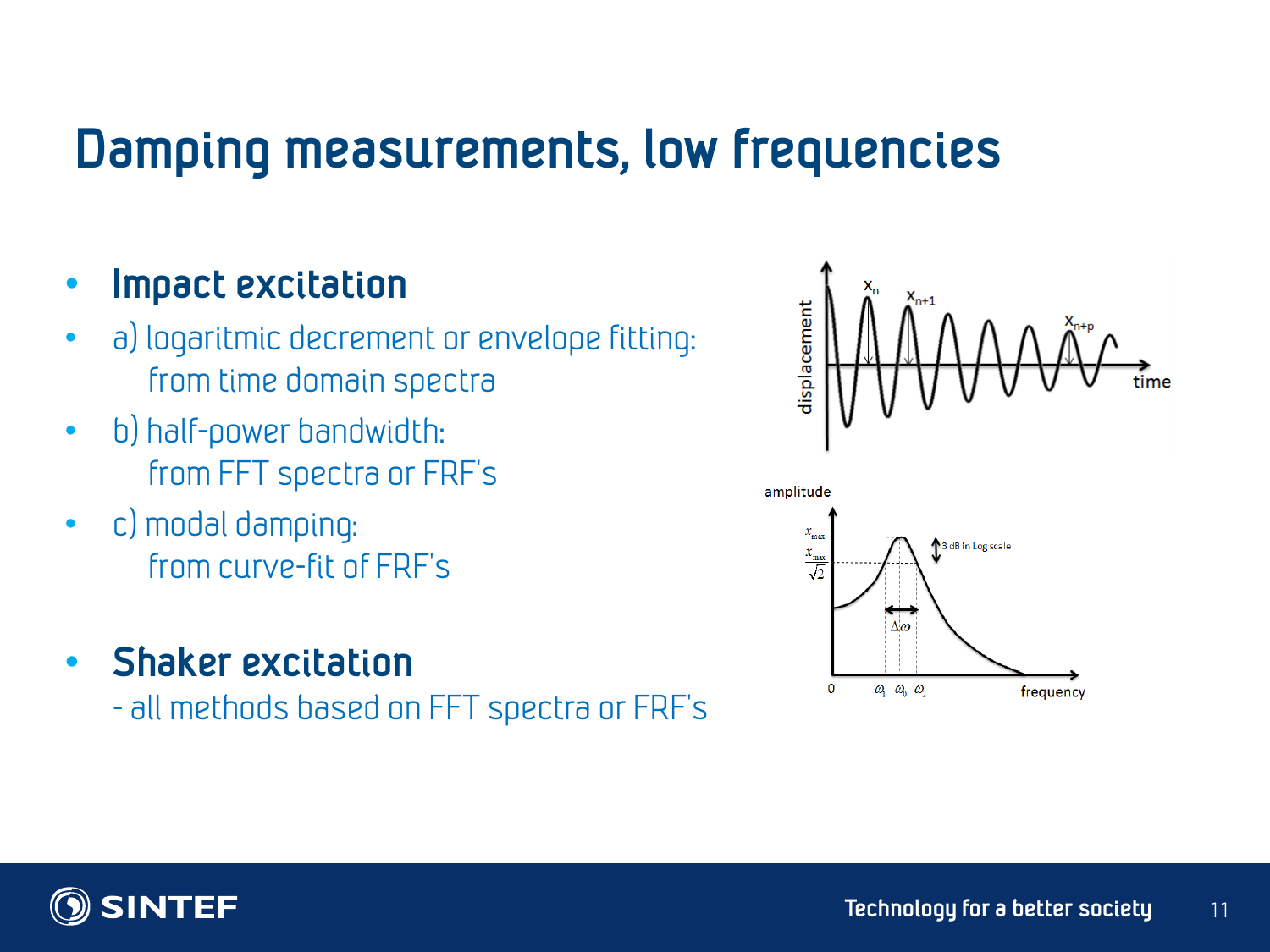# Damping measurements, low frequencies

- **Impact excitation**
- a) logaritmic decrement or envelope fitting:
  from time domain spectra
- b) half-power bandwidth:
  from FFT spectra or FRF's
- c) modal damping:
  from curve-fit of FRF's

- **Shaker excitation**
  - all methods based on FFT spectra or FRF's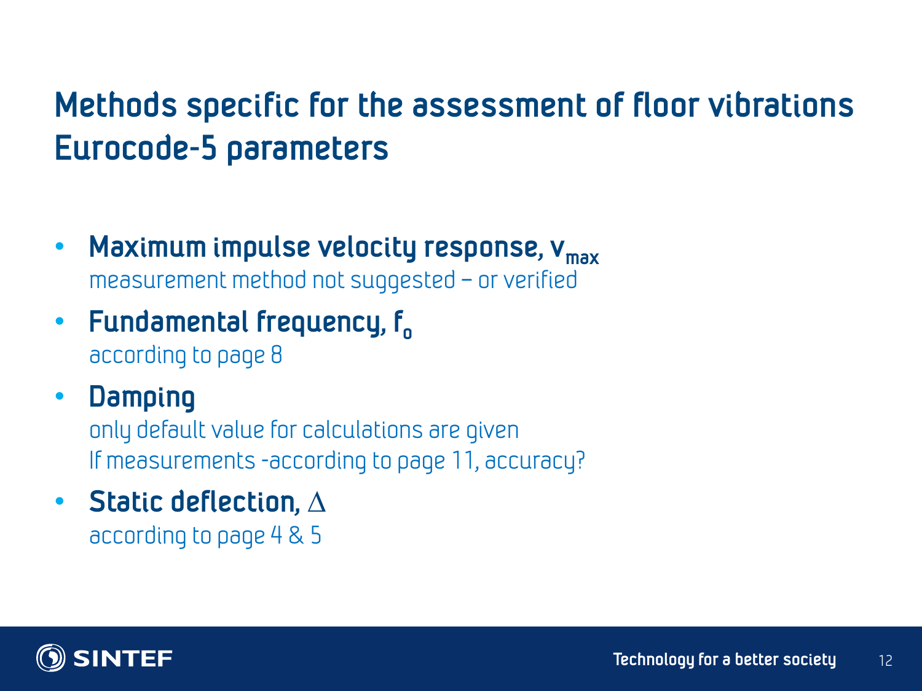# Methods specific for the assessment of floor vibrations Eurocode-5 parameters

- **Maximum impulse velocity response, $v_{max}$**
  measurement method not suggested – or verified
- **Fundamental frequency, $f_0$**
  according to page 8
- **Damping**
  only default value for calculations are given
  If measurements -according to page 11, accuracy?
- **Static deflection, $\Delta$**
  according to page 4 & 5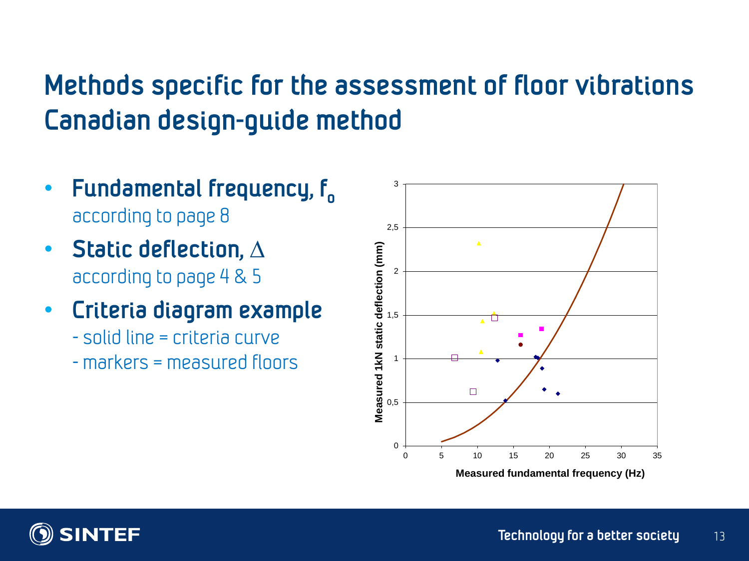# Methods specific for the assessment of floor vibrations
# Canadian design-guide method

- **Fundamental frequency, $f_o$**
  according to page 8
- **Static deflection, $\Delta$**
  according to page 4 & 5
- **Criteria diagram example**
  - solid line = criteria curve
  - markers = measured floors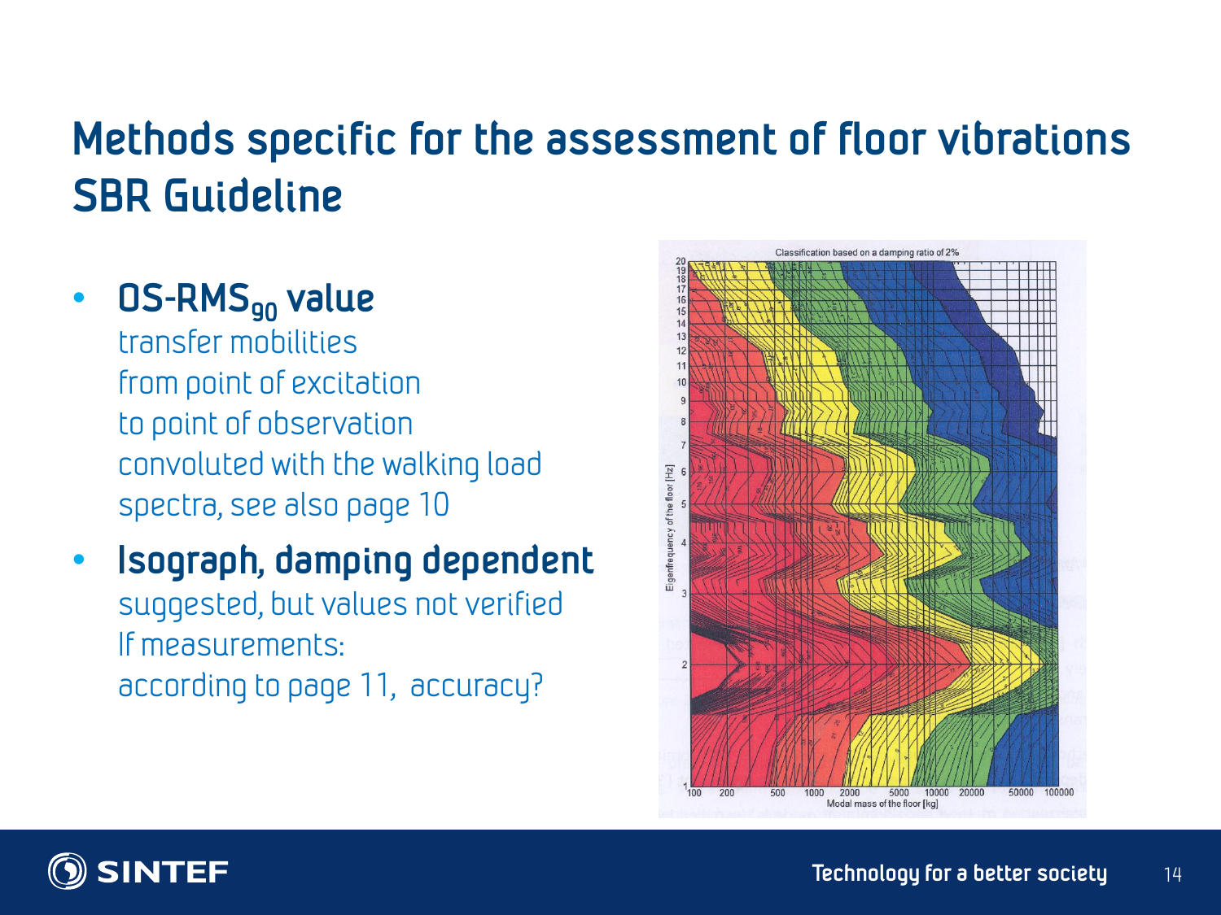# Methods specific for the assessment of floor vibrations SBR Guideline

- **OS-RMS$_{90}$ value**
  transfer mobilities
  from point of excitation
  to point of observation
  convoluted with the walking load
  spectra, see also page 10
- **Isograph, damping dependent**
  suggested, but values not verified
  If measurements:
  according to page 11, accuracy?

Classification based on a damping ratio of 2%

Eigenfrequency of the floor [Hz]

Modal mass of the floor [kg]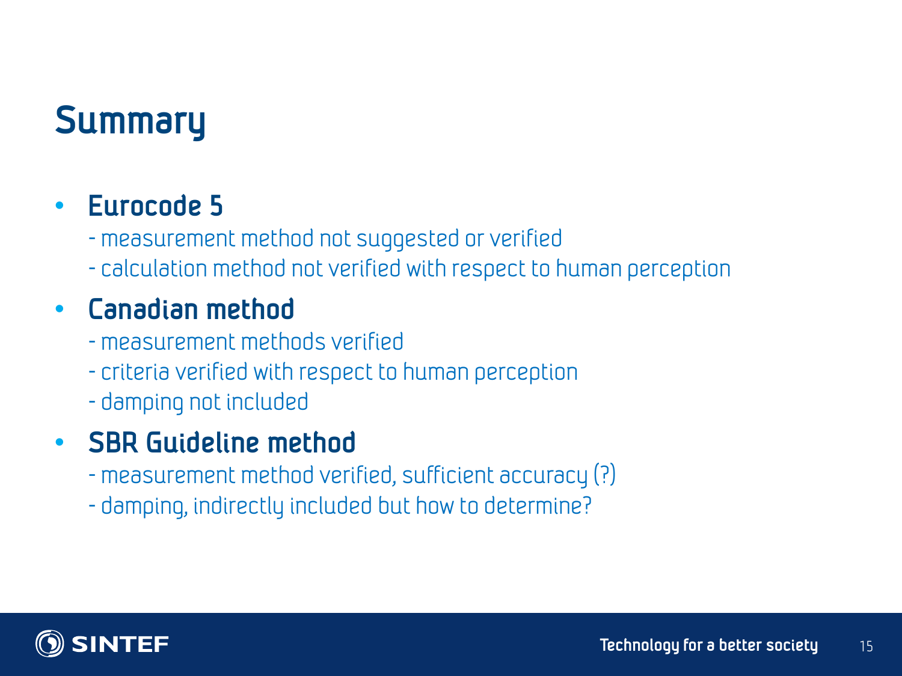# Summary

- **Eurocode 5**
  - measurement method not suggested or verified
  - calculation method not verified with respect to human perception
- **Canadian method**
  - measurement methods verified
  - criteria verified with respect to human perception
  - damping not included
- **SBR Guideline method**
  - measurement method verified, sufficient accuracy (?)
  - damping, indirectly included but how to determine?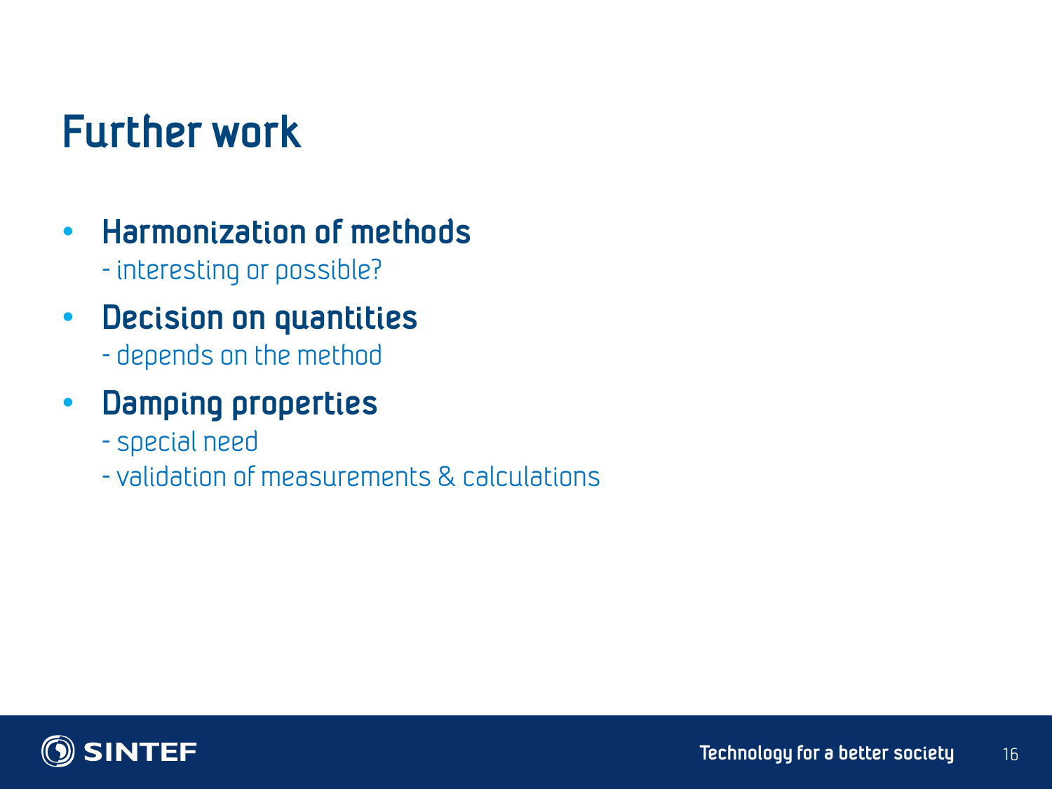# Further work

- **Harmonization of methods**
  - interesting or possible?
- **Decision on quantities**
  - depends on the method
- **Damping properties**
  - special need
  - validation of measurements & calculations